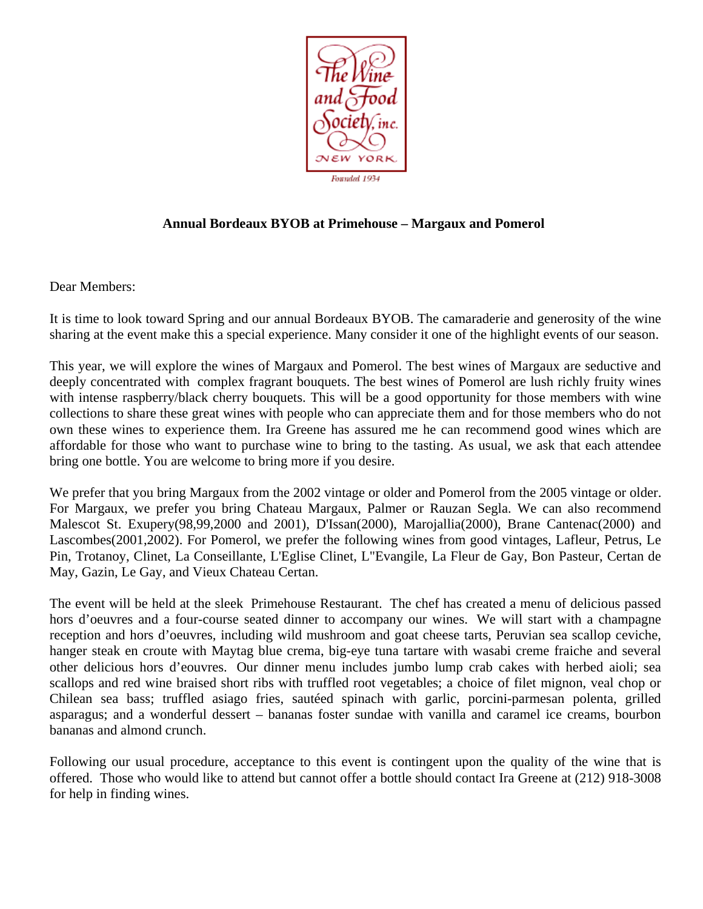The Wine and Food Society, inc.
NEW YORK
Founded 1934

**Annual Bordeaux BYOB at Primehouse – Margaux and Pomerol**

Dear Members:

It is time to look toward Spring and our annual Bordeaux BYOB. The camaraderie and generosity of the wine sharing at the event make this a special experience. Many consider it one of the highlight events of our season.

This year, we will explore the wines of Margaux and Pomerol. The best wines of Margaux are seductive and deeply concentrated with complex fragrant bouquets. The best wines of Pomerol are lush richly fruity wines with intense raspberry/black cherry bouquets. This will be a good opportunity for those members with wine collections to share these great wines with people who can appreciate them and for those members who do not own these wines to experience them. Ira Greene has assured me he can recommend good wines which are affordable for those who want to purchase wine to bring to the tasting. As usual, we ask that each attendee bring one bottle. You are welcome to bring more if you desire.

We prefer that you bring Margaux from the 2002 vintage or older and Pomerol from the 2005 vintage or older. For Margaux, we prefer you bring Chateau Margaux, Palmer or Rauzan Segla. We can also recommend Malescot St. Exupery(98,99,2000 and 2001), D'Issan(2000), Marojallia(2000), Brane Cantenac(2000) and Lascombes(2001,2002). For Pomerol, we prefer the following wines from good vintages, Lafleur, Petrus, Le Pin, Trotanoy, Clinet, La Conseillante, L'Eglise Clinet, L"Evangile, La Fleur de Gay, Bon Pasteur, Certan de May, Gazin, Le Gay, and Vieux Chateau Certan.

The event will be held at the sleek Primehouse Restaurant. The chef has created a menu of delicious passed hors d'oeuvres and a four-course seated dinner to accompany our wines. We will start with a champagne reception and hors d'oeuvres, including wild mushroom and goat cheese tarts, Peruvian sea scallop ceviche, hanger steak en croute with Maytag blue crema, big-eye tuna tartare with wasabi creme fraiche and several other delicious hors d'eouvres. Our dinner menu includes jumbo lump crab cakes with herbed aioli; sea scallops and red wine braised short ribs with truffled root vegetables; a choice of filet mignon, veal chop or Chilean sea bass; truffled asiago fries, sautéed spinach with garlic, porcini-parmesan polenta, grilled asparagus; and a wonderful dessert – bananas foster sundae with vanilla and caramel ice creams, bourbon bananas and almond crunch.

Following our usual procedure, acceptance to this event is contingent upon the quality of the wine that is offered. Those who would like to attend but cannot offer a bottle should contact Ira Greene at (212) 918-3008 for help in finding wines.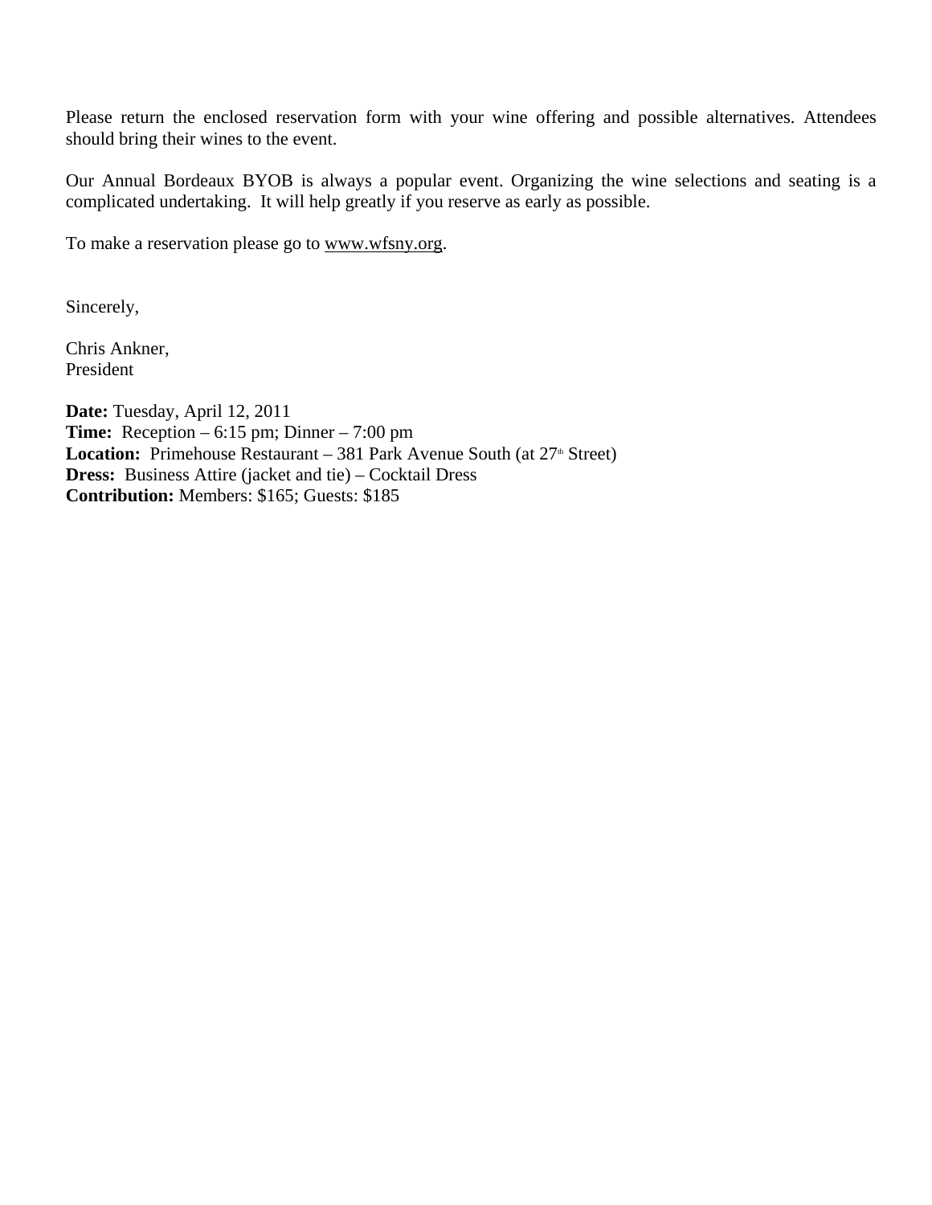Please return the enclosed reservation form with your wine offering and possible alternatives. Attendees should bring their wines to the event.

Our Annual Bordeaux BYOB is always a popular event. Organizing the wine selections and seating is a complicated undertaking. It will help greatly if you reserve as early as possible.

To make a reservation please go to www.wfsny.org.

Sincerely,

Chris Ankner,
President

**Date:** Tuesday, April 12, 2011
**Time:** Reception – 6:15 pm; Dinner – 7:00 pm
**Location:** Primehouse Restaurant – 381 Park Avenue South (at 27th Street)
**Dress:** Business Attire (jacket and tie) – Cocktail Dress
**Contribution:** Members: $165; Guests: $185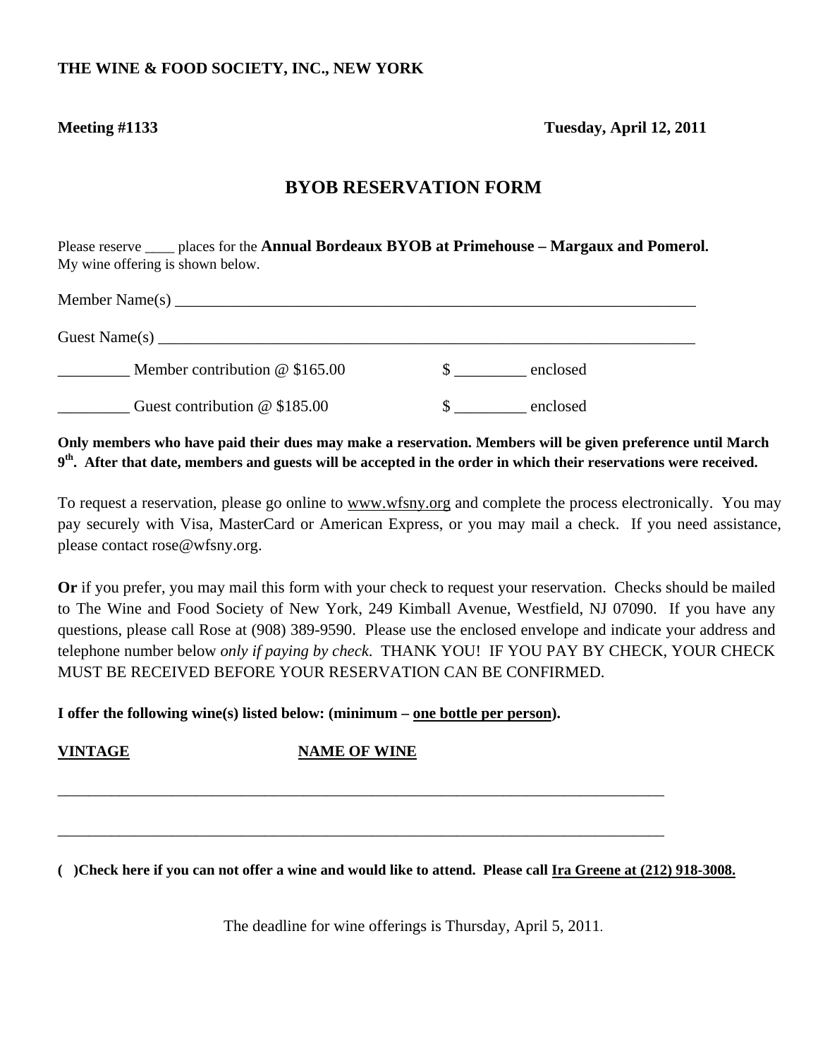**THE WINE & FOOD SOCIETY, INC., NEW YORK**

**Meeting #1133** **Tuesday, April 12, 2011**

## BYOB RESERVATION FORM

Please reserve ____ places for the **Annual Bordeaux BYOB at Primehouse – Margaux and Pomerol.** My wine offering is shown below.

Member Name(s) ______________________________________________________________________

Guest Name(s) _______________________________________________________________________

_________ Member contribution @ $165.00 $ _________ enclosed

_________ Guest contribution @ $185.00 $ _________ enclosed

**Only members who have paid their dues may make a reservation. Members will be given preference until March 9th. After that date, members and guests will be accepted in the order in which their reservations were received.**

To request a reservation, please go online to www.wfsny.org and complete the process electronically. You may pay securely with Visa, MasterCard or American Express, or you may mail a check. If you need assistance, please contact rose@wfsny.org.

**Or** if you prefer, you may mail this form with your check to request your reservation. Checks should be mailed to The Wine and Food Society of New York, 249 Kimball Avenue, Westfield, NJ 07090. If you have any questions, please call Rose at (908) 389-9590. Please use the enclosed envelope and indicate your address and telephone number below *only if paying by check*. THANK YOU! IF YOU PAY BY CHECK, YOUR CHECK MUST BE RECEIVED BEFORE YOUR RESERVATION CAN BE CONFIRMED.

**I offer the following wine(s) listed below: (minimum – one bottle per person).**

**VINTAGE** **NAME OF WINE**

_______________________________________________________________________________

_______________________________________________________________________________

**( )Check here if you can not offer a wine and would like to attend. Please call Ira Greene at (212) 918-3008.**

The deadline for wine offerings is Thursday, April 5, 2011.